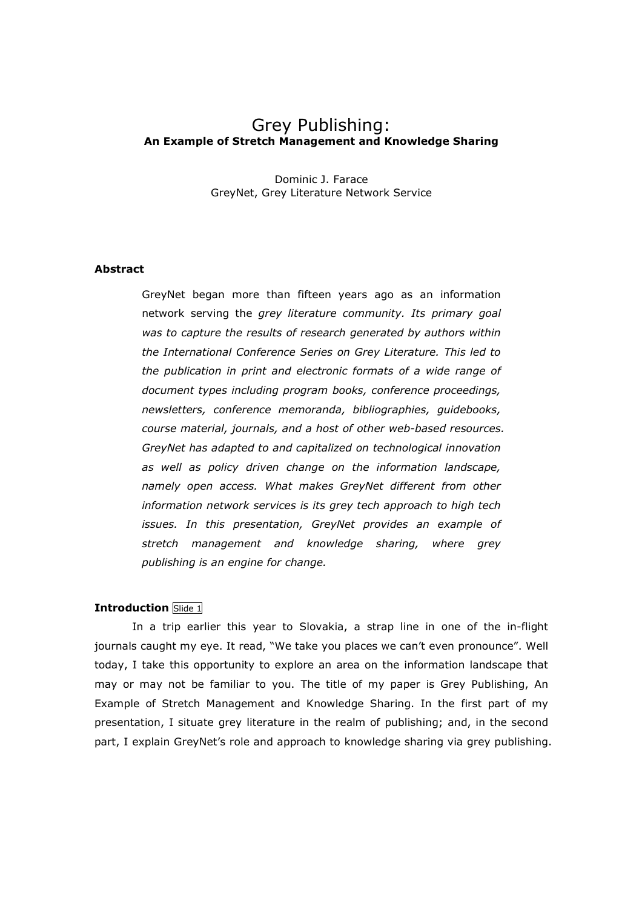# Grey Publishing:
## An Example of Stretch Management and Knowledge Sharing

Dominic J. Farace
GreyNet, Grey Literature Network Service

### Abstract

GreyNet began more than fifteen years ago as an information network serving the *grey literature community. Its primary goal was to capture the results of research generated by authors within the International Conference Series on Grey Literature. This led to the publication in print and electronic formats of a wide range of document types including program books, conference proceedings, newsletters, conference memoranda, bibliographies, guidebooks, course material, journals, and a host of other web-based resources. GreyNet has adapted to and capitalized on technological innovation as well as policy driven change on the information landscape, namely open access. What makes GreyNet different from other information network services is its grey tech approach to high tech issues. In this presentation, GreyNet provides an example of stretch management and knowledge sharing, where grey publishing is an engine for change.*

### Introduction Slide 1

In a trip earlier this year to Slovakia, a strap line in one of the in-flight journals caught my eye. It read, "We take you places we can't even pronounce". Well today, I take this opportunity to explore an area on the information landscape that may or may not be familiar to you. The title of my paper is Grey Publishing, An Example of Stretch Management and Knowledge Sharing. In the first part of my presentation, I situate grey literature in the realm of publishing; and, in the second part, I explain GreyNet's role and approach to knowledge sharing via grey publishing.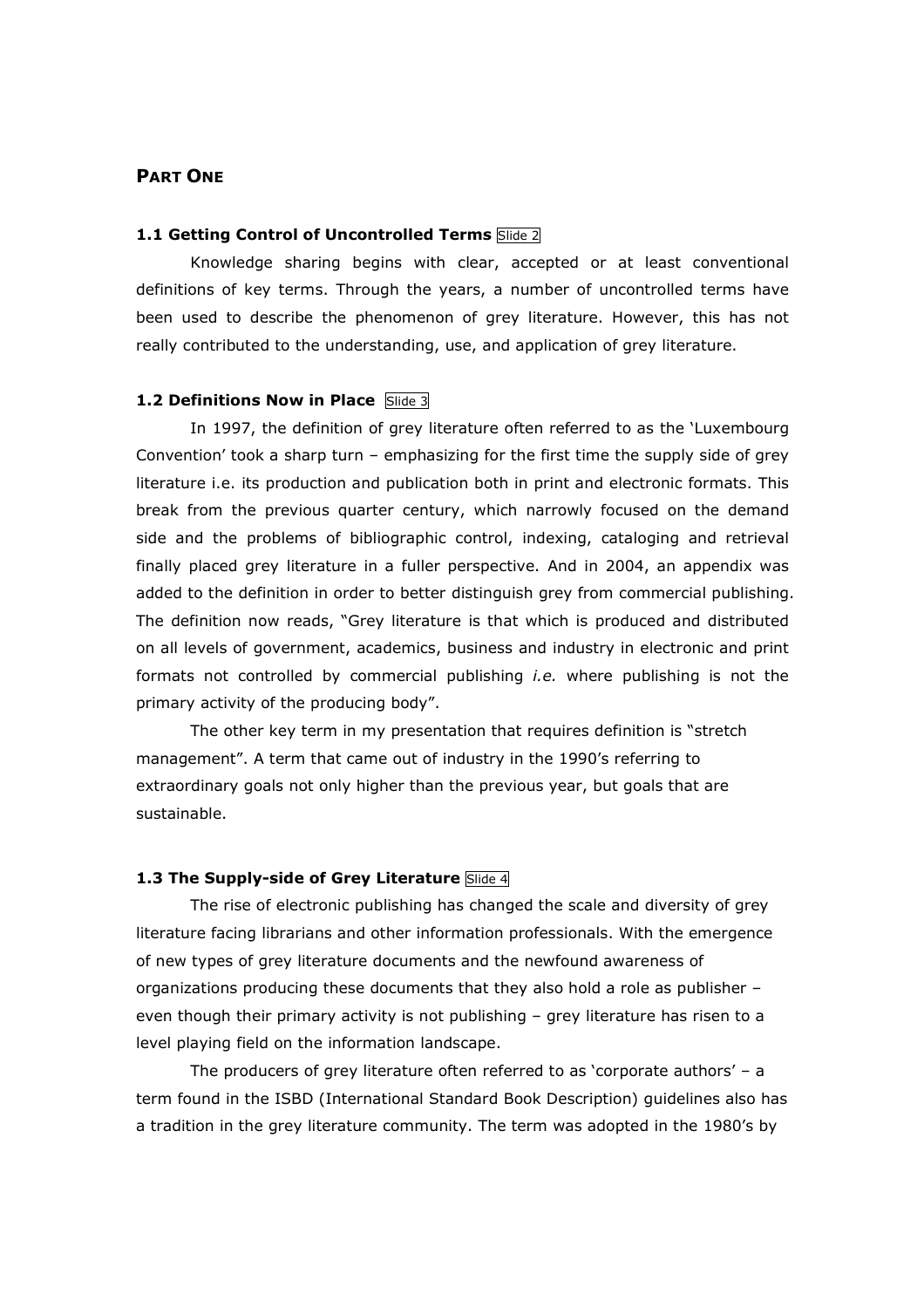## PART ONE

### 1.1 Getting Control of Uncontrolled Terms Slide 2

Knowledge sharing begins with clear, accepted or at least conventional definitions of key terms. Through the years, a number of uncontrolled terms have been used to describe the phenomenon of grey literature. However, this has not really contributed to the understanding, use, and application of grey literature.

### 1.2 Definitions Now in Place Slide 3

In 1997, the definition of grey literature often referred to as the 'Luxembourg Convention' took a sharp turn – emphasizing for the first time the supply side of grey literature i.e. its production and publication both in print and electronic formats. This break from the previous quarter century, which narrowly focused on the demand side and the problems of bibliographic control, indexing, cataloging and retrieval finally placed grey literature in a fuller perspective. And in 2004, an appendix was added to the definition in order to better distinguish grey from commercial publishing. The definition now reads, "Grey literature is that which is produced and distributed on all levels of government, academics, business and industry in electronic and print formats not controlled by commercial publishing *i.e.* where publishing is not the primary activity of the producing body".

The other key term in my presentation that requires definition is "stretch management". A term that came out of industry in the 1990's referring to extraordinary goals not only higher than the previous year, but goals that are sustainable.

### 1.3 The Supply-side of Grey Literature Slide 4

The rise of electronic publishing has changed the scale and diversity of grey literature facing librarians and other information professionals. With the emergence of new types of grey literature documents and the newfound awareness of organizations producing these documents that they also hold a role as publisher – even though their primary activity is not publishing – grey literature has risen to a level playing field on the information landscape.

The producers of grey literature often referred to as 'corporate authors' – a term found in the ISBD (International Standard Book Description) guidelines also has a tradition in the grey literature community. The term was adopted in the 1980's by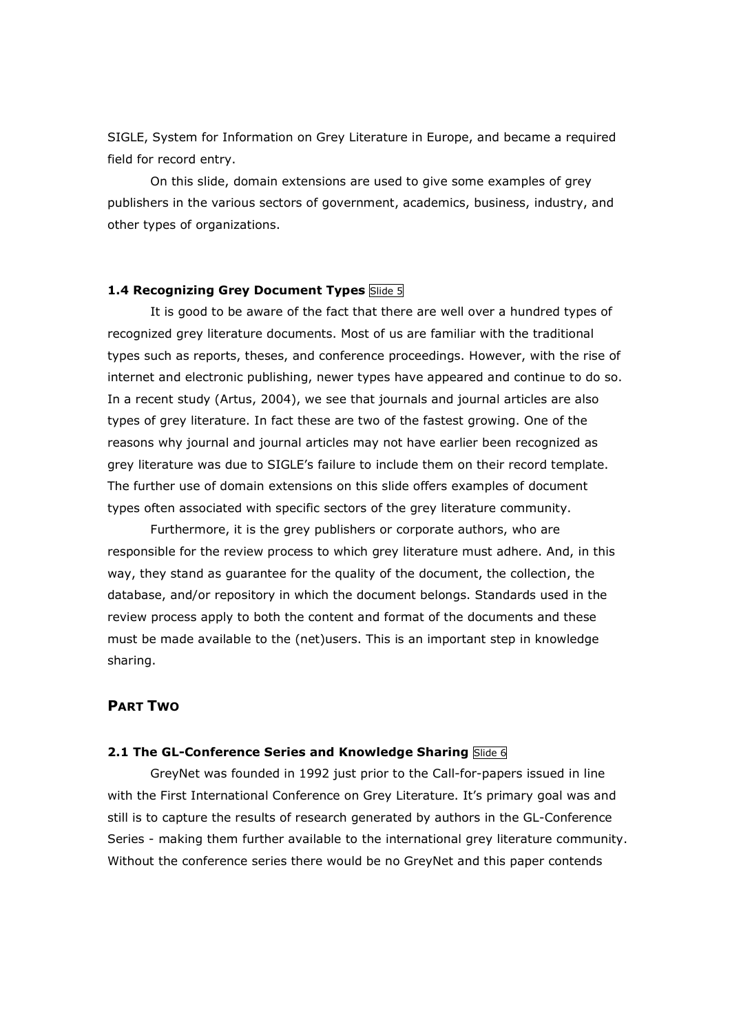SIGLE, System for Information on Grey Literature in Europe, and became a required field for record entry.

On this slide, domain extensions are used to give some examples of grey publishers in the various sectors of government, academics, business, industry, and other types of organizations.

### 1.4 Recognizing Grey Document Types Slide 5

It is good to be aware of the fact that there are well over a hundred types of recognized grey literature documents. Most of us are familiar with the traditional types such as reports, theses, and conference proceedings. However, with the rise of internet and electronic publishing, newer types have appeared and continue to do so. In a recent study (Artus, 2004), we see that journals and journal articles are also types of grey literature. In fact these are two of the fastest growing. One of the reasons why journal and journal articles may not have earlier been recognized as grey literature was due to SIGLE's failure to include them on their record template. The further use of domain extensions on this slide offers examples of document types often associated with specific sectors of the grey literature community.

Furthermore, it is the grey publishers or corporate authors, who are responsible for the review process to which grey literature must adhere. And, in this way, they stand as guarantee for the quality of the document, the collection, the database, and/or repository in which the document belongs. Standards used in the review process apply to both the content and format of the documents and these must be made available to the (net)users. This is an important step in knowledge sharing.

## PART TWO

### 2.1 The GL-Conference Series and Knowledge Sharing Slide 6

GreyNet was founded in 1992 just prior to the Call-for-papers issued in line with the First International Conference on Grey Literature. It's primary goal was and still is to capture the results of research generated by authors in the GL-Conference Series - making them further available to the international grey literature community. Without the conference series there would be no GreyNet and this paper contends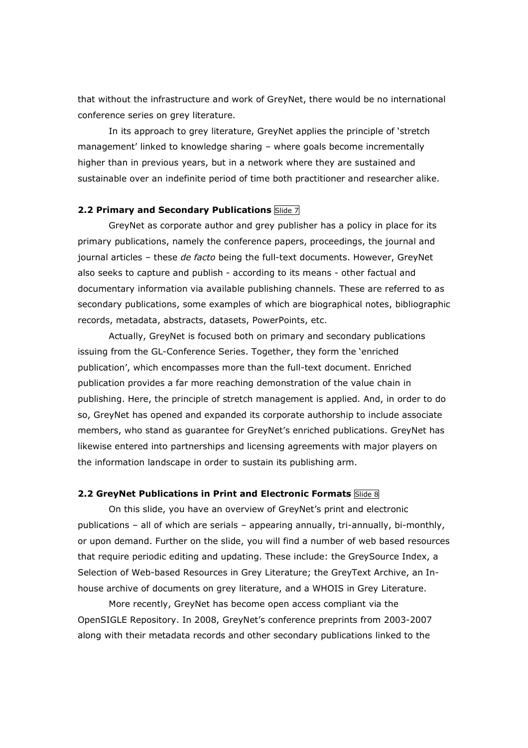that without the infrastructure and work of GreyNet, there would be no international conference series on grey literature.

In its approach to grey literature, GreyNet applies the principle of 'stretch management' linked to knowledge sharing – where goals become incrementally higher than in previous years, but in a network where they are sustained and sustainable over an indefinite period of time both practitioner and researcher alike.

### 2.2 Primary and Secondary Publications Slide 7

GreyNet as corporate author and grey publisher has a policy in place for its primary publications, namely the conference papers, proceedings, the journal and journal articles – these *de facto* being the full-text documents. However, GreyNet also seeks to capture and publish - according to its means - other factual and documentary information via available publishing channels. These are referred to as secondary publications, some examples of which are biographical notes, bibliographic records, metadata, abstracts, datasets, PowerPoints, etc.

Actually, GreyNet is focused both on primary and secondary publications issuing from the GL-Conference Series. Together, they form the 'enriched publication', which encompasses more than the full-text document. Enriched publication provides a far more reaching demonstration of the value chain in publishing. Here, the principle of stretch management is applied. And, in order to do so, GreyNet has opened and expanded its corporate authorship to include associate members, who stand as guarantee for GreyNet's enriched publications. GreyNet has likewise entered into partnerships and licensing agreements with major players on the information landscape in order to sustain its publishing arm.

### 2.2 GreyNet Publications in Print and Electronic Formats Slide 8

On this slide, you have an overview of GreyNet's print and electronic publications – all of which are serials – appearing annually, tri-annually, bi-monthly, or upon demand. Further on the slide, you will find a number of web based resources that require periodic editing and updating. These include: the GreySource Index, a Selection of Web-based Resources in Grey Literature; the GreyText Archive, an In-house archive of documents on grey literature, and a WHOIS in Grey Literature.

More recently, GreyNet has become open access compliant via the OpenSIGLE Repository. In 2008, GreyNet's conference preprints from 2003-2007 along with their metadata records and other secondary publications linked to the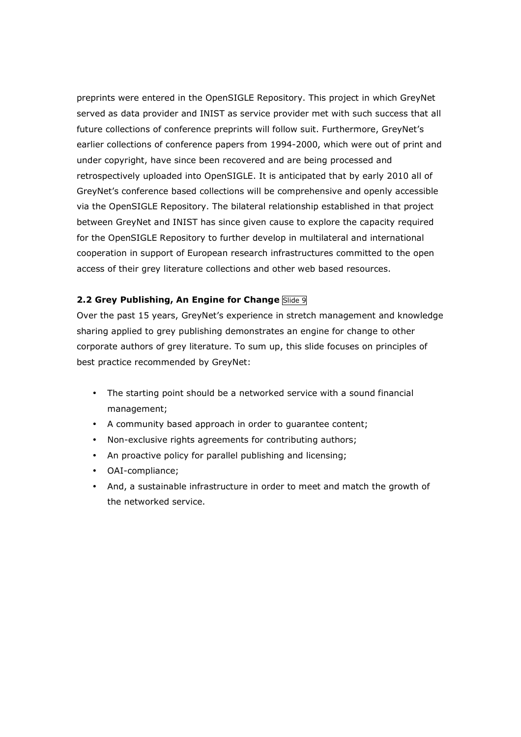preprints were entered in the OpenSIGLE Repository. This project in which GreyNet served as data provider and INIST as service provider met with such success that all future collections of conference preprints will follow suit. Furthermore, GreyNet's earlier collections of conference papers from 1994-2000, which were out of print and under copyright, have since been recovered and are being processed and retrospectively uploaded into OpenSIGLE. It is anticipated that by early 2010 all of GreyNet's conference based collections will be comprehensive and openly accessible via the OpenSIGLE Repository. The bilateral relationship established in that project between GreyNet and INIST has since given cause to explore the capacity required for the OpenSIGLE Repository to further develop in multilateral and international cooperation in support of European research infrastructures committed to the open access of their grey literature collections and other web based resources.

### 2.2 Grey Publishing, An Engine for Change Slide 9

Over the past 15 years, GreyNet's experience in stretch management and knowledge sharing applied to grey publishing demonstrates an engine for change to other corporate authors of grey literature. To sum up, this slide focuses on principles of best practice recommended by GreyNet:

- The starting point should be a networked service with a sound financial management;
- A community based approach in order to guarantee content;
- Non-exclusive rights agreements for contributing authors;
- An proactive policy for parallel publishing and licensing;
- OAI-compliance;
- And, a sustainable infrastructure in order to meet and match the growth of the networked service.